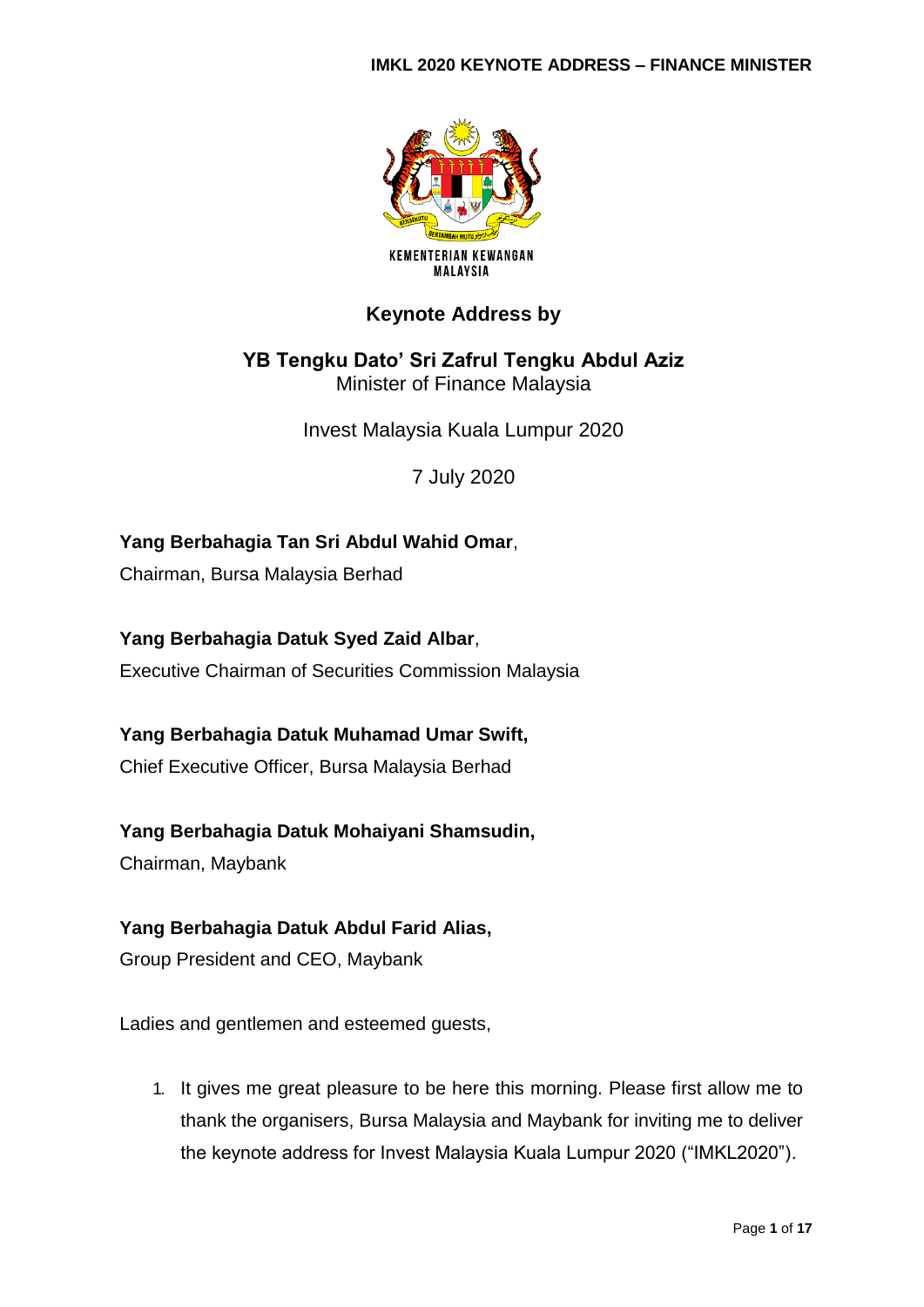KEMENTERIAN KEWANGAN MALAYSIA

# Keynote Address by

## YB Tengku Dato' Sri Zafrul Tengku Abdul Aziz

Minister of Finance Malaysia

Invest Malaysia Kuala Lumpur 2020

7 July 2020

**Yang Berbahagia Tan Sri Abdul Wahid Omar**,

Chairman, Bursa Malaysia Berhad

**Yang Berbahagia Datuk Syed Zaid Albar**,

Executive Chairman of Securities Commission Malaysia

**Yang Berbahagia Datuk Muhamad Umar Swift,**

Chief Executive Officer, Bursa Malaysia Berhad

**Yang Berbahagia Datuk Mohaiyani Shamsudin,**

Chairman, Maybank

**Yang Berbahagia Datuk Abdul Farid Alias,**

Group President and CEO, Maybank

Ladies and gentlemen and esteemed guests,

1. It gives me great pleasure to be here this morning. Please first allow me to thank the organisers, Bursa Malaysia and Maybank for inviting me to deliver the keynote address for Invest Malaysia Kuala Lumpur 2020 ("IMKL2020").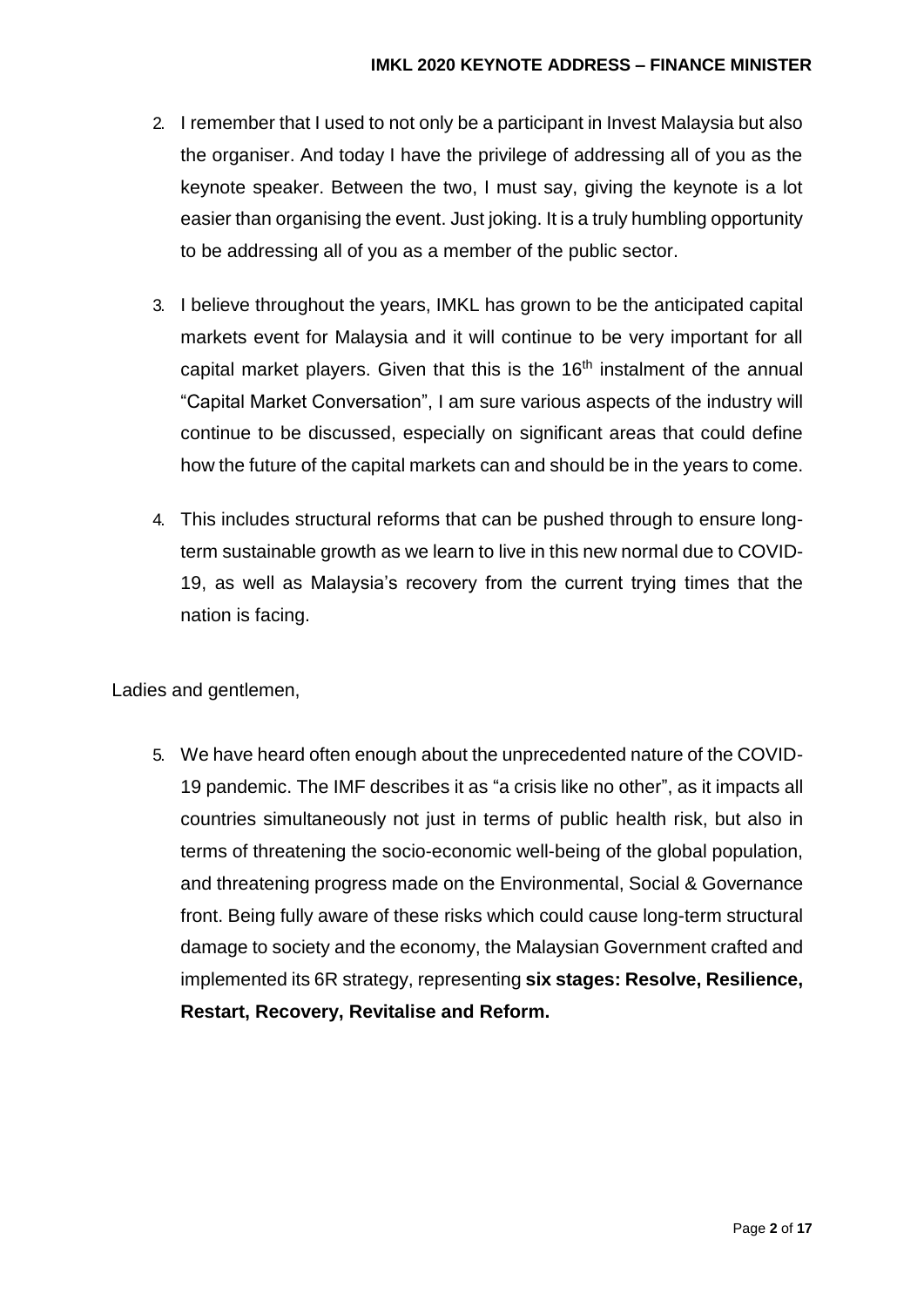2. I remember that I used to not only be a participant in Invest Malaysia but also the organiser. And today I have the privilege of addressing all of you as the keynote speaker. Between the two, I must say, giving the keynote is a lot easier than organising the event. Just joking. It is a truly humbling opportunity to be addressing all of you as a member of the public sector.

3. I believe throughout the years, IMKL has grown to be the anticipated capital markets event for Malaysia and it will continue to be very important for all capital market players. Given that this is the 16th instalment of the annual "Capital Market Conversation", I am sure various aspects of the industry will continue to be discussed, especially on significant areas that could define how the future of the capital markets can and should be in the years to come.

4. This includes structural reforms that can be pushed through to ensure long-term sustainable growth as we learn to live in this new normal due to COVID-19, as well as Malaysia's recovery from the current trying times that the nation is facing.

Ladies and gentlemen,

5. We have heard often enough about the unprecedented nature of the COVID-19 pandemic. The IMF describes it as "a crisis like no other", as it impacts all countries simultaneously not just in terms of public health risk, but also in terms of threatening the socio-economic well-being of the global population, and threatening progress made on the Environmental, Social & Governance front. Being fully aware of these risks which could cause long-term structural damage to society and the economy, the Malaysian Government crafted and implemented its 6R strategy, representing **six stages: Resolve, Resilience, Restart, Recovery, Revitalise and Reform.**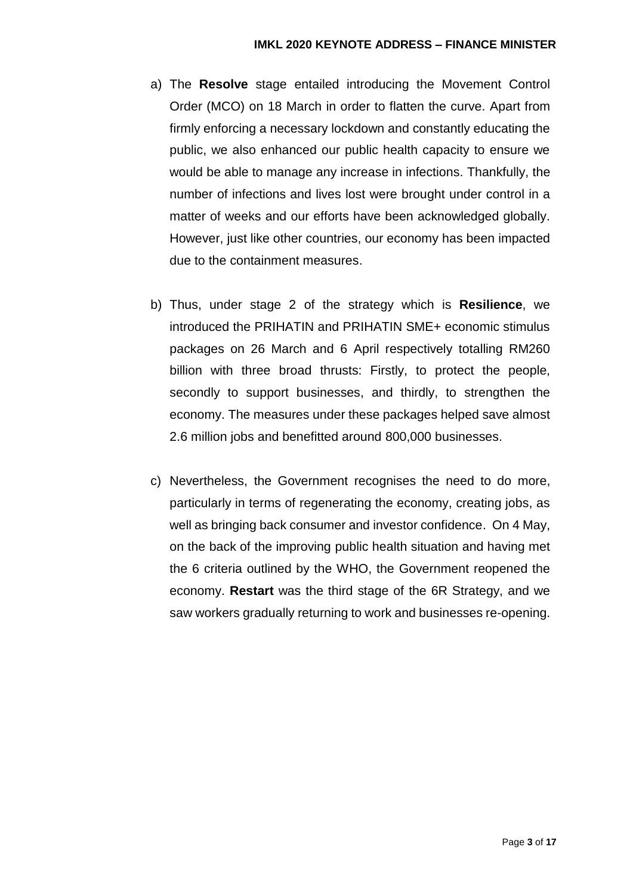a) The **Resolve** stage entailed introducing the Movement Control Order (MCO) on 18 March in order to flatten the curve. Apart from firmly enforcing a necessary lockdown and constantly educating the public, we also enhanced our public health capacity to ensure we would be able to manage any increase in infections. Thankfully, the number of infections and lives lost were brought under control in a matter of weeks and our efforts have been acknowledged globally. However, just like other countries, our economy has been impacted due to the containment measures.

b) Thus, under stage 2 of the strategy which is **Resilience**, we introduced the PRIHATIN and PRIHATIN SME+ economic stimulus packages on 26 March and 6 April respectively totalling RM260 billion with three broad thrusts: Firstly, to protect the people, secondly to support businesses, and thirdly, to strengthen the economy. The measures under these packages helped save almost 2.6 million jobs and benefitted around 800,000 businesses.

c) Nevertheless, the Government recognises the need to do more, particularly in terms of regenerating the economy, creating jobs, as well as bringing back consumer and investor confidence. On 4 May, on the back of the improving public health situation and having met the 6 criteria outlined by the WHO, the Government reopened the economy. **Restart** was the third stage of the 6R Strategy, and we saw workers gradually returning to work and businesses re-opening.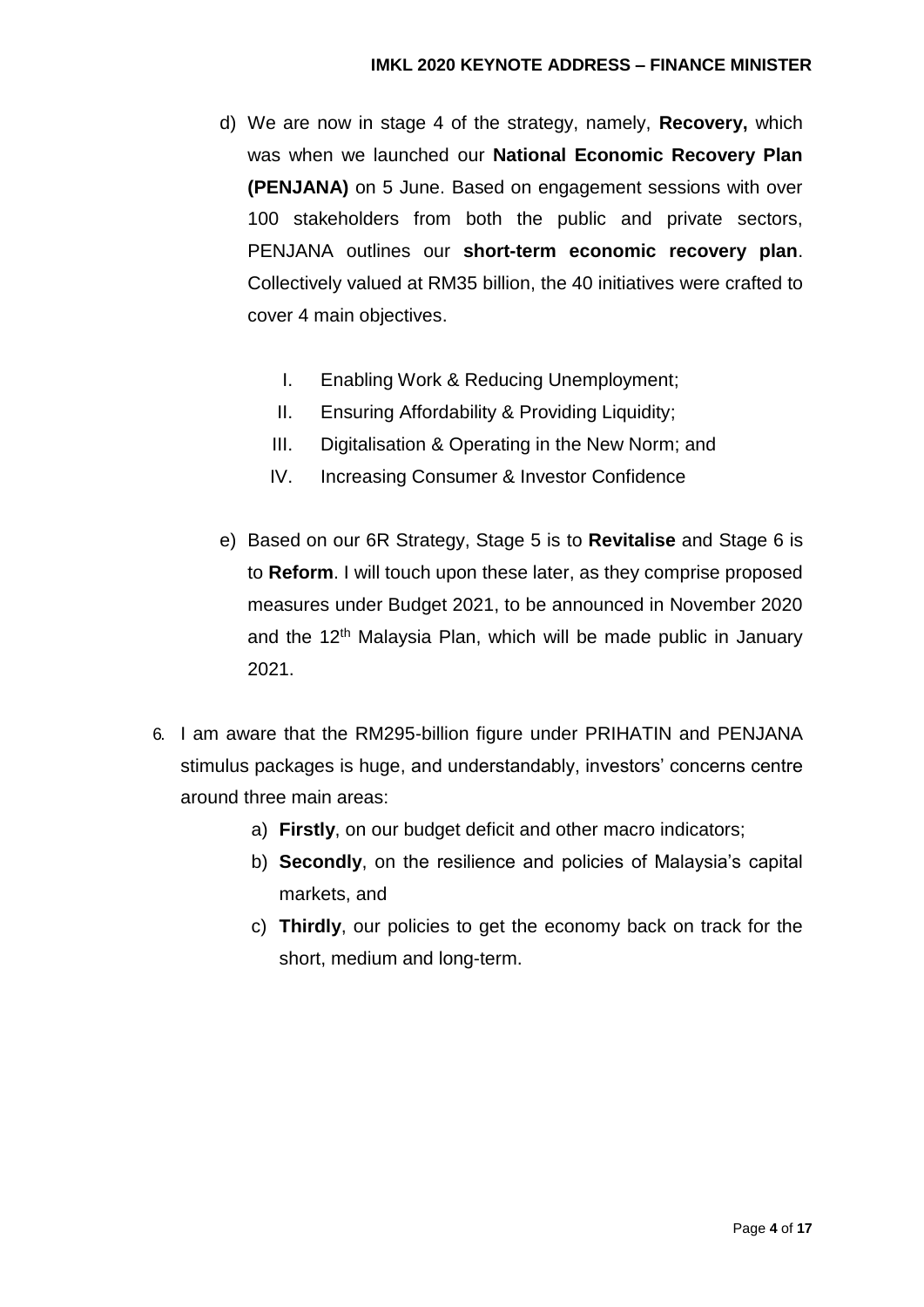d) We are now in stage 4 of the strategy, namely, **Recovery,** which was when we launched our **National Economic Recovery Plan (PENJANA)** on 5 June. Based on engagement sessions with over 100 stakeholders from both the public and private sectors, PENJANA outlines our **short-term economic recovery plan**. Collectively valued at RM35 billion, the 40 initiatives were crafted to cover 4 main objectives.

   I. Enabling Work & Reducing Unemployment;
   II. Ensuring Affordability & Providing Liquidity;
   III. Digitalisation & Operating in the New Norm; and
   IV. Increasing Consumer & Investor Confidence

e) Based on our 6R Strategy, Stage 5 is to **Revitalise** and Stage 6 is to **Reform**. I will touch upon these later, as they comprise proposed measures under Budget 2021, to be announced in November 2020 and the 12th Malaysia Plan, which will be made public in January 2021.

6. I am aware that the RM295-billion figure under PRIHATIN and PENJANA stimulus packages is huge, and understandably, investors' concerns centre around three main areas:

   a) **Firstly**, on our budget deficit and other macro indicators;
   b) **Secondly**, on the resilience and policies of Malaysia's capital markets, and
   c) **Thirdly**, our policies to get the economy back on track for the short, medium and long-term.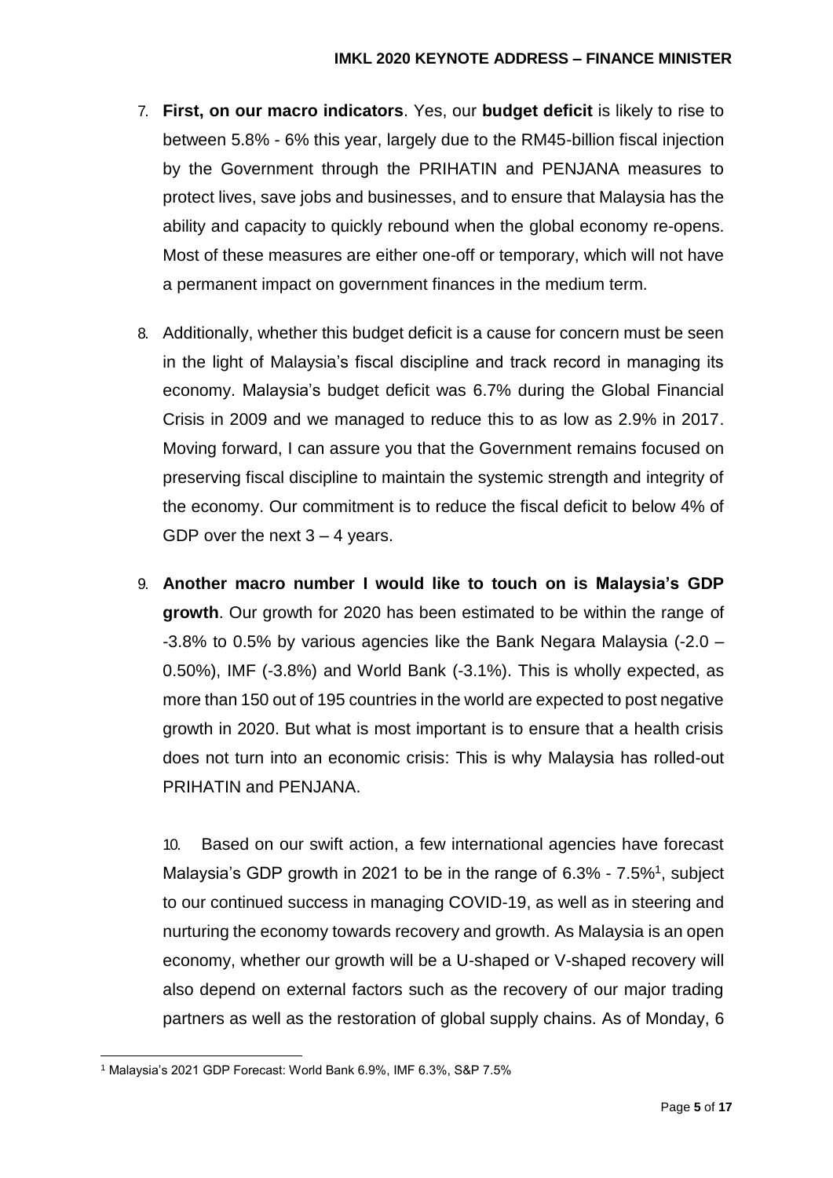7. **First, on our macro indicators**. Yes, our **budget deficit** is likely to rise to between 5.8% - 6% this year, largely due to the RM45-billion fiscal injection by the Government through the PRIHATIN and PENJANA measures to protect lives, save jobs and businesses, and to ensure that Malaysia has the ability and capacity to quickly rebound when the global economy re-opens. Most of these measures are either one-off or temporary, which will not have a permanent impact on government finances in the medium term.

8. Additionally, whether this budget deficit is a cause for concern must be seen in the light of Malaysia's fiscal discipline and track record in managing its economy. Malaysia's budget deficit was 6.7% during the Global Financial Crisis in 2009 and we managed to reduce this to as low as 2.9% in 2017. Moving forward, I can assure you that the Government remains focused on preserving fiscal discipline to maintain the systemic strength and integrity of the economy. Our commitment is to reduce the fiscal deficit to below 4% of GDP over the next 3 – 4 years.

9. **Another macro number I would like to touch on is Malaysia's GDP growth**. Our growth for 2020 has been estimated to be within the range of -3.8% to 0.5% by various agencies like the Bank Negara Malaysia (-2.0 – 0.50%), IMF (-3.8%) and World Bank (-3.1%). This is wholly expected, as more than 150 out of 195 countries in the world are expected to post negative growth in 2020. But what is most important is to ensure that a health crisis does not turn into an economic crisis: This is why Malaysia has rolled-out PRIHATIN and PENJANA.

10. Based on our swift action, a few international agencies have forecast Malaysia's GDP growth in 2021 to be in the range of 6.3% - 7.5%[1], subject to our continued success in managing COVID-19, as well as in steering and nurturing the economy towards recovery and growth. As Malaysia is an open economy, whether our growth will be a U-shaped or V-shaped recovery will also depend on external factors such as the recovery of our major trading partners as well as the restoration of global supply chains. As of Monday, 6

[1] Malaysia's 2021 GDP Forecast: World Bank 6.9%, IMF 6.3%, S&P 7.5%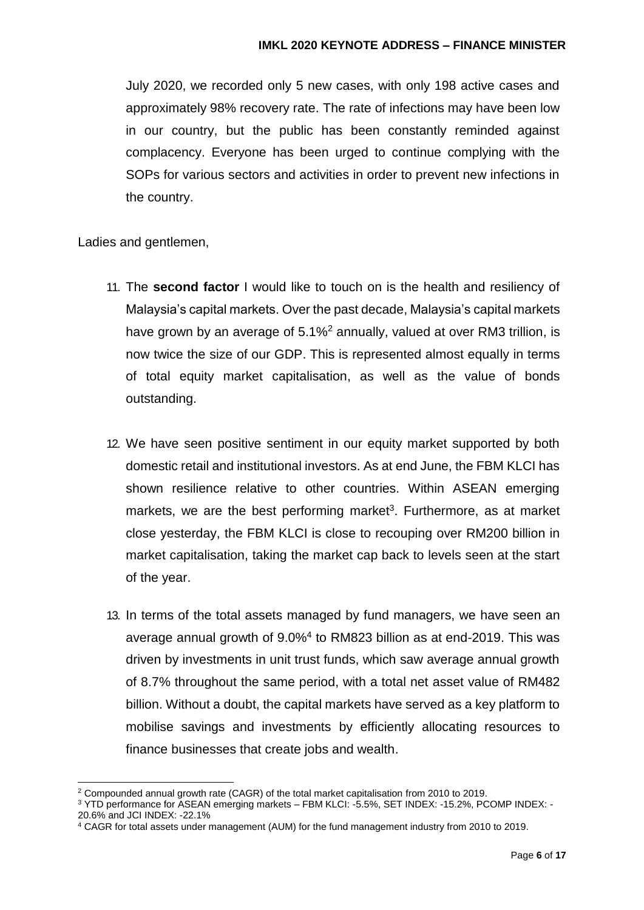July 2020, we recorded only 5 new cases, with only 198 active cases and approximately 98% recovery rate. The rate of infections may have been low in our country, but the public has been constantly reminded against complacency. Everyone has been urged to continue complying with the SOPs for various sectors and activities in order to prevent new infections in the country.

Ladies and gentlemen,

11. The **second factor** I would like to touch on is the health and resiliency of Malaysia's capital markets. Over the past decade, Malaysia's capital markets have grown by an average of 5.1%[2] annually, valued at over RM3 trillion, is now twice the size of our GDP. This is represented almost equally in terms of total equity market capitalisation, as well as the value of bonds outstanding.

12. We have seen positive sentiment in our equity market supported by both domestic retail and institutional investors. As at end June, the FBM KLCI has shown resilience relative to other countries. Within ASEAN emerging markets, we are the best performing market[3]. Furthermore, as at market close yesterday, the FBM KLCI is close to recouping over RM200 billion in market capitalisation, taking the market cap back to levels seen at the start of the year.

13. In terms of the total assets managed by fund managers, we have seen an average annual growth of 9.0%[4] to RM823 billion as at end-2019. This was driven by investments in unit trust funds, which saw average annual growth of 8.7% throughout the same period, with a total net asset value of RM482 billion. Without a doubt, the capital markets have served as a key platform to mobilise savings and investments by efficiently allocating resources to finance businesses that create jobs and wealth.

---

[2] Compounded annual growth rate (CAGR) of the total market capitalisation from 2010 to 2019.

[3] YTD performance for ASEAN emerging markets – FBM KLCI: -5.5%, SET INDEX: -15.2%, PCOMP INDEX: -20.6% and JCI INDEX: -22.1%

[4] CAGR for total assets under management (AUM) for the fund management industry from 2010 to 2019.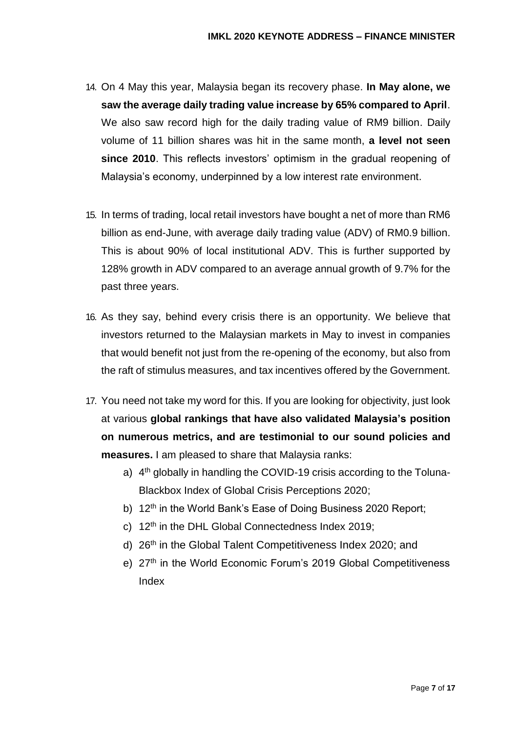14. On 4 May this year, Malaysia began its recovery phase. **In May alone, we saw the average daily trading value increase by 65% compared to April**. We also saw record high for the daily trading value of RM9 billion. Daily volume of 11 billion shares was hit in the same month, **a level not seen since 2010**. This reflects investors' optimism in the gradual reopening of Malaysia's economy, underpinned by a low interest rate environment.

15. In terms of trading, local retail investors have bought a net of more than RM6 billion as end-June, with average daily trading value (ADV) of RM0.9 billion. This is about 90% of local institutional ADV. This is further supported by 128% growth in ADV compared to an average annual growth of 9.7% for the past three years.

16. As they say, behind every crisis there is an opportunity. We believe that investors returned to the Malaysian markets in May to invest in companies that would benefit not just from the re-opening of the economy, but also from the raft of stimulus measures, and tax incentives offered by the Government.

17. You need not take my word for this. If you are looking for objectivity, just look at various **global rankings that have also validated Malaysia's position on numerous metrics, and are testimonial to our sound policies and measures.** I am pleased to share that Malaysia ranks:
    a) 4th globally in handling the COVID-19 crisis according to the Toluna-Blackbox Index of Global Crisis Perceptions 2020;
    b) 12th in the World Bank's Ease of Doing Business 2020 Report;
    c) 12th in the DHL Global Connectedness Index 2019;
    d) 26th in the Global Talent Competitiveness Index 2020; and
    e) 27th in the World Economic Forum's 2019 Global Competitiveness Index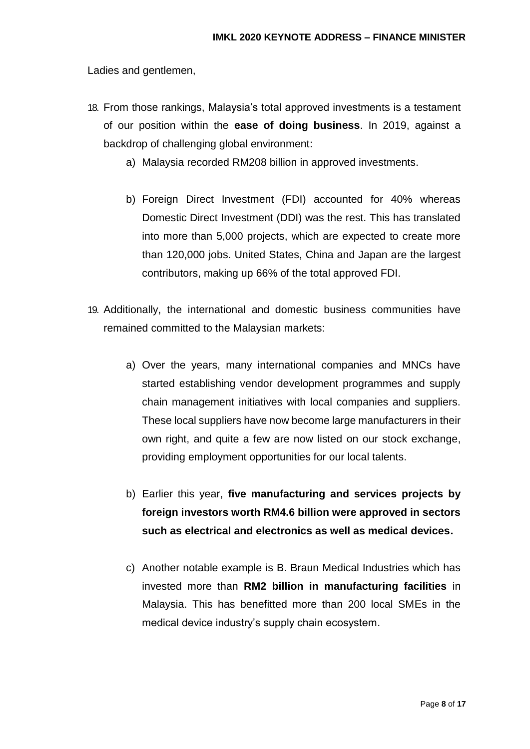Ladies and gentlemen,

18. From those rankings, Malaysia's total approved investments is a testament of our position within the **ease of doing business**. In 2019, against a backdrop of challenging global environment:

    a) Malaysia recorded RM208 billion in approved investments.

    b) Foreign Direct Investment (FDI) accounted for 40% whereas Domestic Direct Investment (DDI) was the rest. This has translated into more than 5,000 projects, which are expected to create more than 120,000 jobs. United States, China and Japan are the largest contributors, making up 66% of the total approved FDI.

19. Additionally, the international and domestic business communities have remained committed to the Malaysian markets:

    a) Over the years, many international companies and MNCs have started establishing vendor development programmes and supply chain management initiatives with local companies and suppliers. These local suppliers have now become large manufacturers in their own right, and quite a few are now listed on our stock exchange, providing employment opportunities for our local talents.

    b) Earlier this year, **five manufacturing and services projects by foreign investors worth RM4.6 billion were approved in sectors such as electrical and electronics as well as medical devices.**

    c) Another notable example is B. Braun Medical Industries which has invested more than **RM2 billion in manufacturing facilities** in Malaysia. This has benefitted more than 200 local SMEs in the medical device industry's supply chain ecosystem.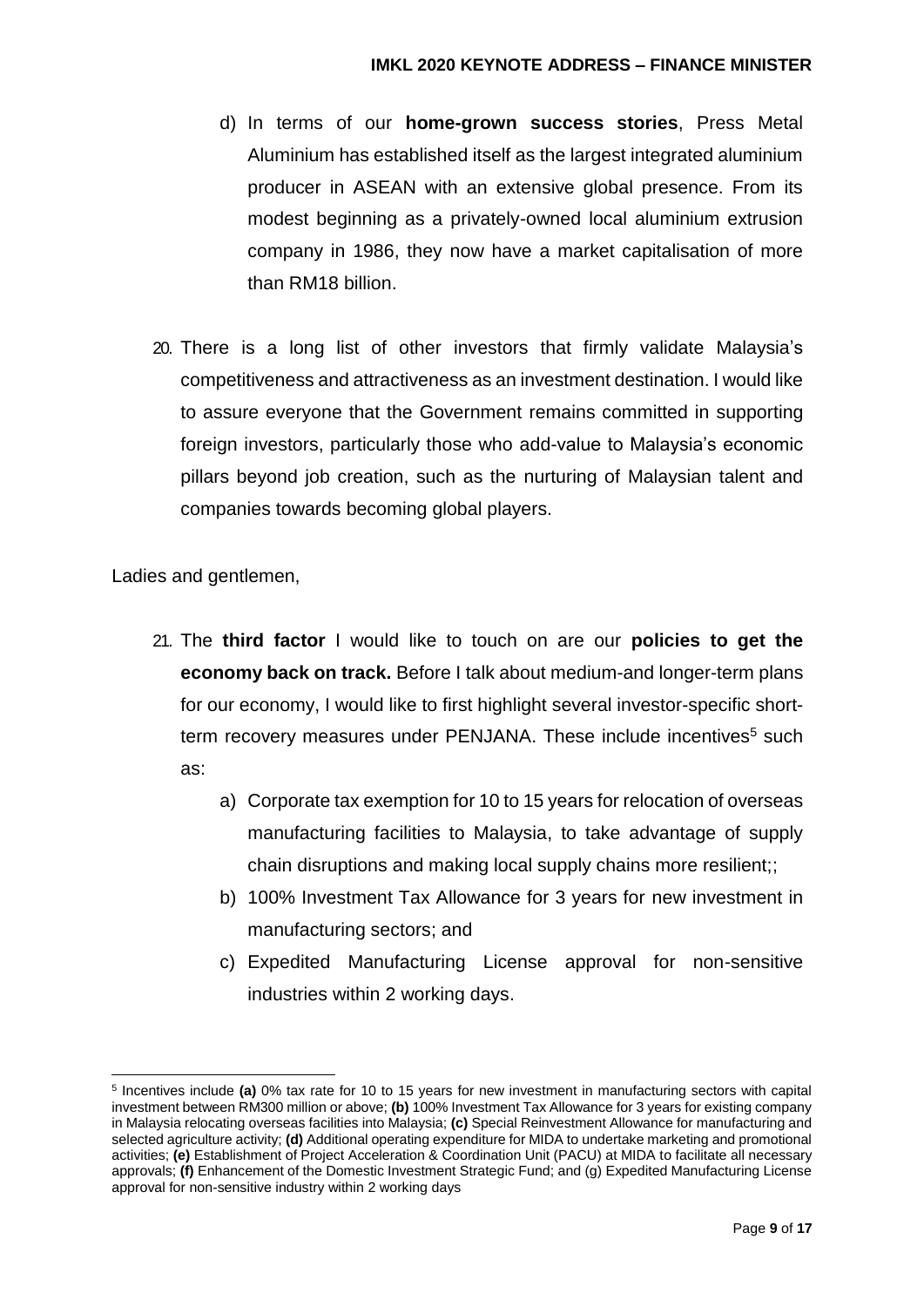d) In terms of our **home-grown success stories**, Press Metal Aluminium has established itself as the largest integrated aluminium producer in ASEAN with an extensive global presence. From its modest beginning as a privately-owned local aluminium extrusion company in 1986, they now have a market capitalisation of more than RM18 billion.

20. There is a long list of other investors that firmly validate Malaysia's competitiveness and attractiveness as an investment destination. I would like to assure everyone that the Government remains committed in supporting foreign investors, particularly those who add-value to Malaysia's economic pillars beyond job creation, such as the nurturing of Malaysian talent and companies towards becoming global players.

Ladies and gentlemen,

21. The **third factor** I would like to touch on are our **policies to get the economy back on track.** Before I talk about medium-and longer-term plans for our economy, I would like to first highlight several investor-specific short-term recovery measures under PENJANA. These include incentives[5] such as:

    a) Corporate tax exemption for 10 to 15 years for relocation of overseas manufacturing facilities to Malaysia, to take advantage of supply chain disruptions and making local supply chains more resilient;;

    b) 100% Investment Tax Allowance for 3 years for new investment in manufacturing sectors; and

    c) Expedited Manufacturing License approval for non-sensitive industries within 2 working days.

---

[5] Incentives include **(a)** 0% tax rate for 10 to 15 years for new investment in manufacturing sectors with capital investment between RM300 million or above; **(b)** 100% Investment Tax Allowance for 3 years for existing company in Malaysia relocating overseas facilities into Malaysia; **(c)** Special Reinvestment Allowance for manufacturing and selected agriculture activity; **(d)** Additional operating expenditure for MIDA to undertake marketing and promotional activities; **(e)** Establishment of Project Acceleration & Coordination Unit (PACU) at MIDA to facilitate all necessary approvals; **(f)** Enhancement of the Domestic Investment Strategic Fund; and (g) Expedited Manufacturing License approval for non-sensitive industry within 2 working days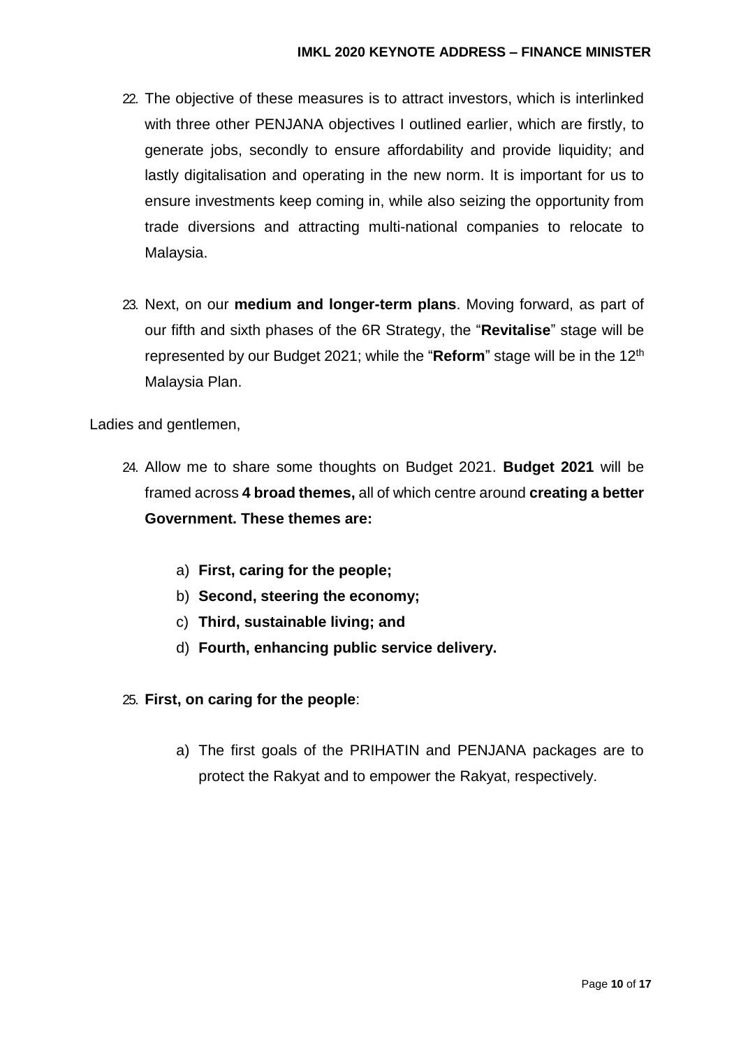22. The objective of these measures is to attract investors, which is interlinked with three other PENJANA objectives I outlined earlier, which are firstly, to generate jobs, secondly to ensure affordability and provide liquidity; and lastly digitalisation and operating in the new norm. It is important for us to ensure investments keep coming in, while also seizing the opportunity from trade diversions and attracting multi-national companies to relocate to Malaysia.

23. Next, on our **medium and longer-term plans**. Moving forward, as part of our fifth and sixth phases of the 6R Strategy, the "**Revitalise**" stage will be represented by our Budget 2021; while the "**Reform**" stage will be in the 12th Malaysia Plan.

Ladies and gentlemen,

24. Allow me to share some thoughts on Budget 2021. **Budget 2021** will be framed across **4 broad themes,** all of which centre around **creating a better Government. These themes are:**

    a) **First, caring for the people;**
    b) **Second, steering the economy;**
    c) **Third, sustainable living; and**
    d) **Fourth, enhancing public service delivery.**

25. **First, on caring for the people**:

    a) The first goals of the PRIHATIN and PENJANA packages are to protect the Rakyat and to empower the Rakyat, respectively.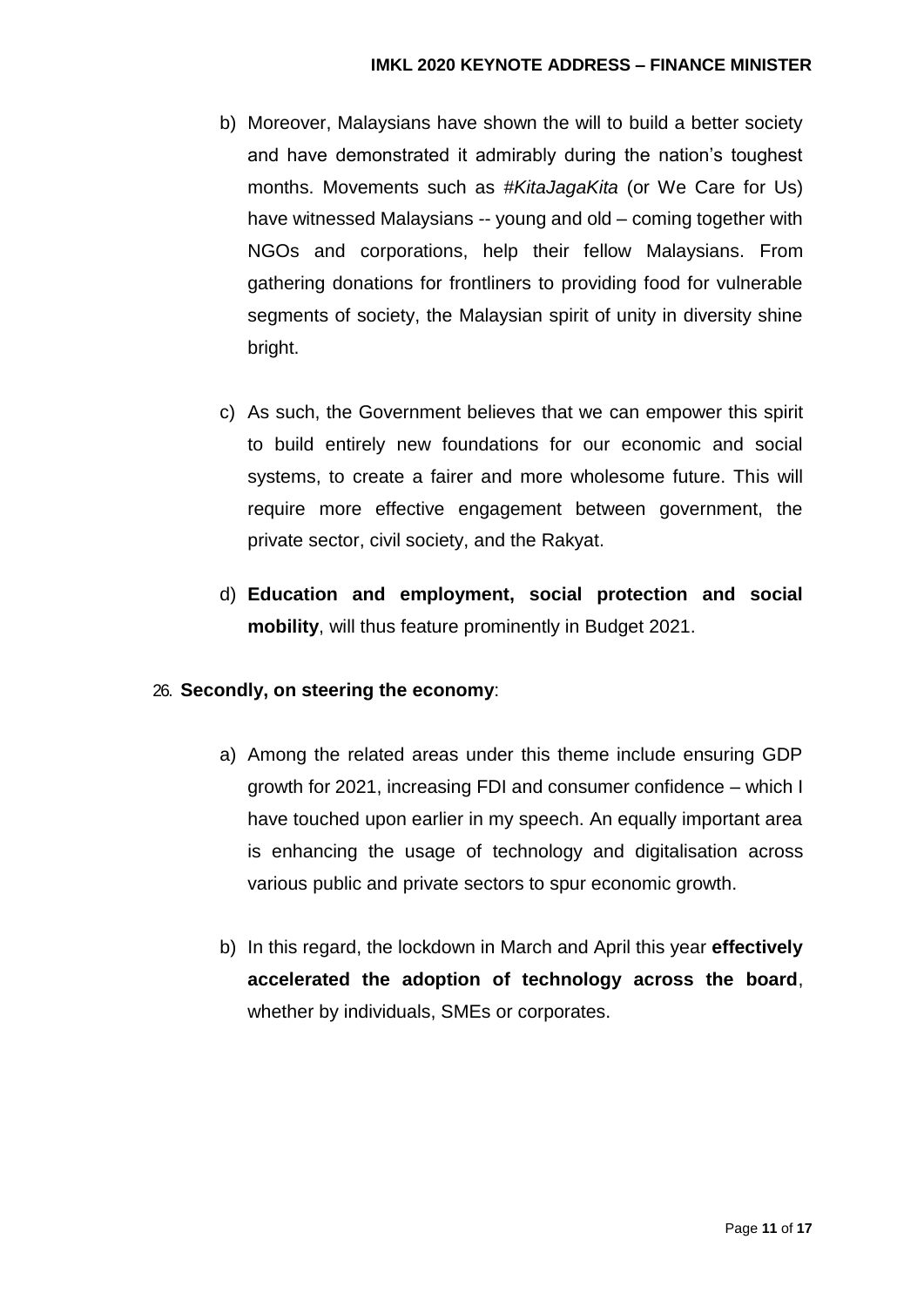b) Moreover, Malaysians have shown the will to build a better society and have demonstrated it admirably during the nation's toughest months. Movements such as *#KitaJagaKita* (or We Care for Us) have witnessed Malaysians -- young and old – coming together with NGOs and corporations, help their fellow Malaysians. From gathering donations for frontliners to providing food for vulnerable segments of society, the Malaysian spirit of unity in diversity shine bright.

c) As such, the Government believes that we can empower this spirit to build entirely new foundations for our economic and social systems, to create a fairer and more wholesome future. This will require more effective engagement between government, the private sector, civil society, and the Rakyat.

d) **Education and employment, social protection and social mobility**, will thus feature prominently in Budget 2021.

26. **Secondly, on steering the economy**:

a) Among the related areas under this theme include ensuring GDP growth for 2021, increasing FDI and consumer confidence – which I have touched upon earlier in my speech. An equally important area is enhancing the usage of technology and digitalisation across various public and private sectors to spur economic growth.

b) In this regard, the lockdown in March and April this year **effectively accelerated the adoption of technology across the board**, whether by individuals, SMEs or corporates.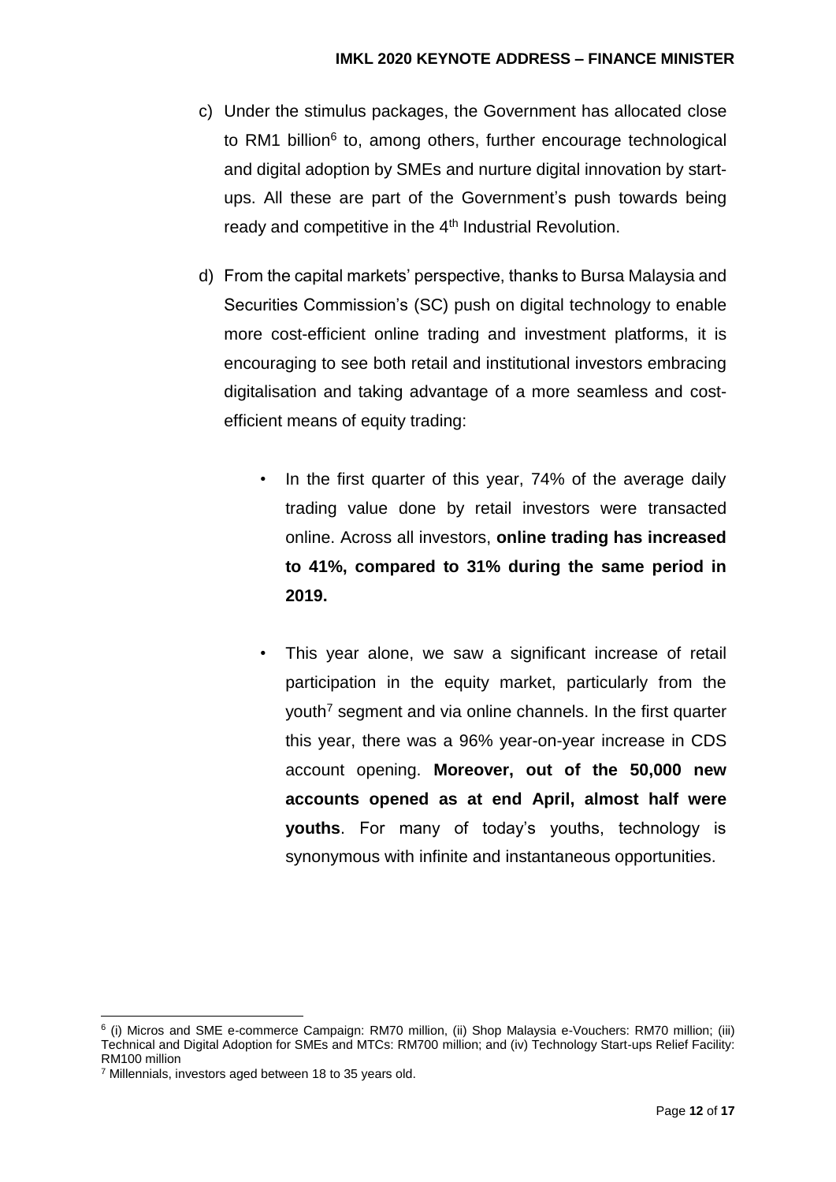c) Under the stimulus packages, the Government has allocated close to RM1 billion[6] to, among others, further encourage technological and digital adoption by SMEs and nurture digital innovation by start-ups. All these are part of the Government's push towards being ready and competitive in the 4th Industrial Revolution.

d) From the capital markets' perspective, thanks to Bursa Malaysia and Securities Commission's (SC) push on digital technology to enable more cost-efficient online trading and investment platforms, it is encouraging to see both retail and institutional investors embracing digitalisation and taking advantage of a more seamless and cost-efficient means of equity trading:

- In the first quarter of this year, 74% of the average daily trading value done by retail investors were transacted online. Across all investors, **online trading has increased to 41%, compared to 31% during the same period in 2019.**

- This year alone, we saw a significant increase of retail participation in the equity market, particularly from the youth[7] segment and via online channels. In the first quarter this year, there was a 96% year-on-year increase in CDS account opening. **Moreover, out of the 50,000 new accounts opened as at end April, almost half were youths**. For many of today's youths, technology is synonymous with infinite and instantaneous opportunities.

---

[6] (i) Micros and SME e-commerce Campaign: RM70 million, (ii) Shop Malaysia e-Vouchers: RM70 million; (iii) Technical and Digital Adoption for SMEs and MTCs: RM700 million; and (iv) Technology Start-ups Relief Facility: RM100 million

[7] Millennials, investors aged between 18 to 35 years old.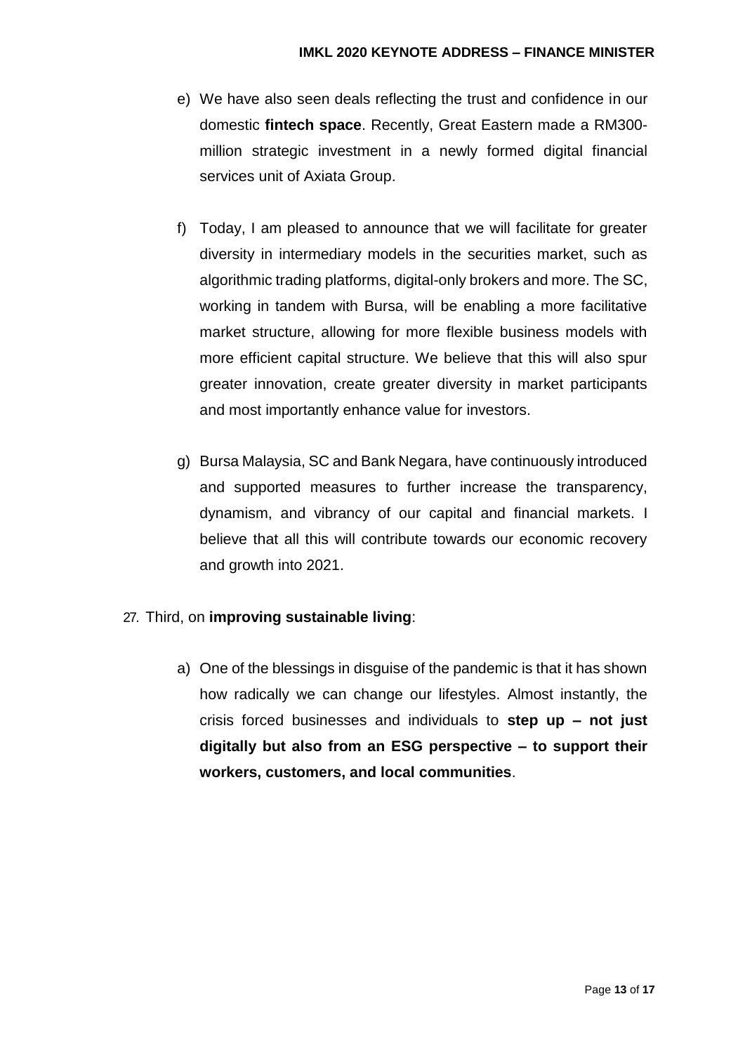e) We have also seen deals reflecting the trust and confidence in our domestic **fintech space**. Recently, Great Eastern made a RM300-million strategic investment in a newly formed digital financial services unit of Axiata Group.

f) Today, I am pleased to announce that we will facilitate for greater diversity in intermediary models in the securities market, such as algorithmic trading platforms, digital-only brokers and more. The SC, working in tandem with Bursa, will be enabling a more facilitative market structure, allowing for more flexible business models with more efficient capital structure. We believe that this will also spur greater innovation, create greater diversity in market participants and most importantly enhance value for investors.

g) Bursa Malaysia, SC and Bank Negara, have continuously introduced and supported measures to further increase the transparency, dynamism, and vibrancy of our capital and financial markets. I believe that all this will contribute towards our economic recovery and growth into 2021.

27. Third, on **improving sustainable living**:

a) One of the blessings in disguise of the pandemic is that it has shown how radically we can change our lifestyles. Almost instantly, the crisis forced businesses and individuals to **step up – not just digitally but also from an ESG perspective – to support their workers, customers, and local communities**.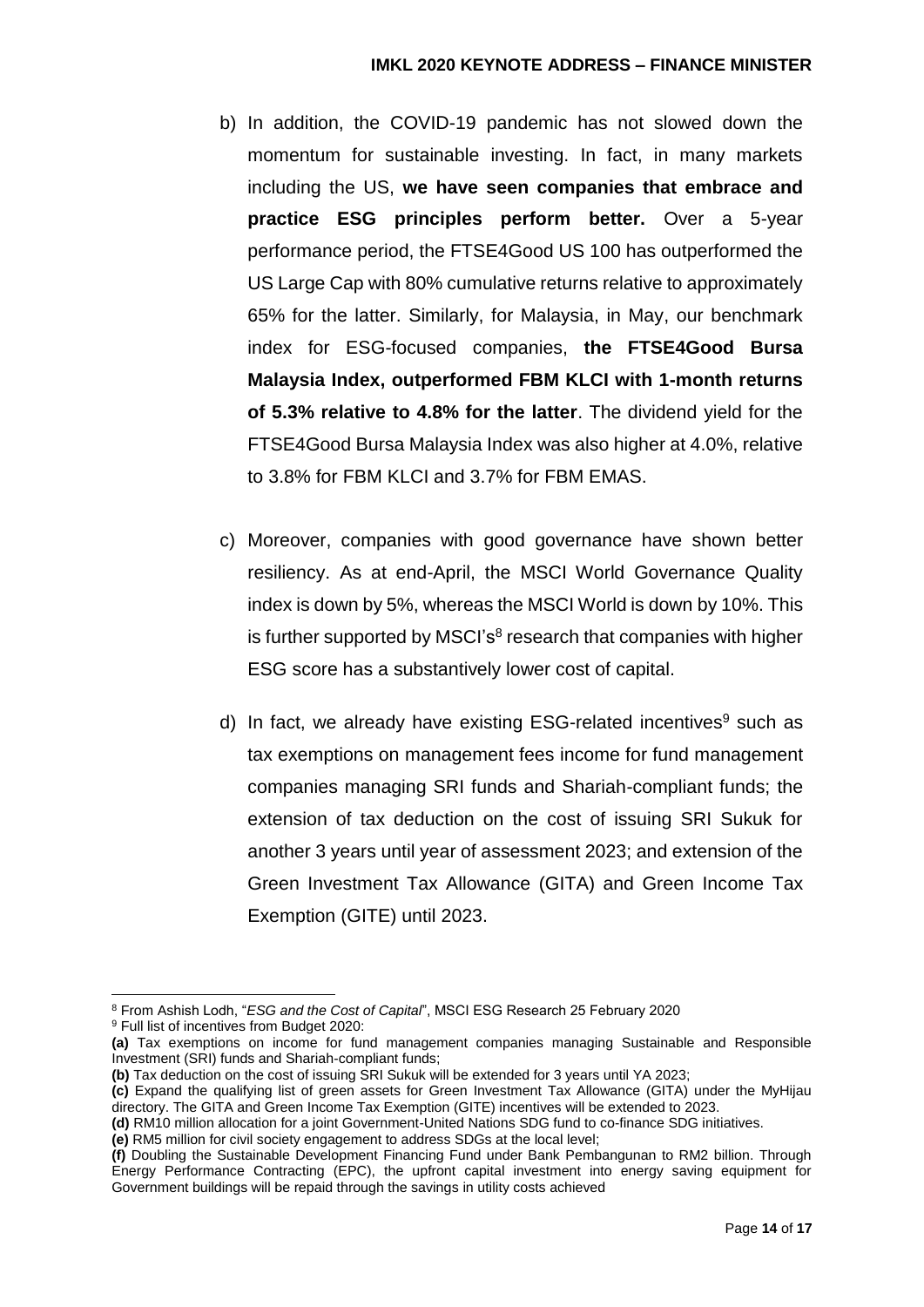b) In addition, the COVID-19 pandemic has not slowed down the momentum for sustainable investing. In fact, in many markets including the US, **we have seen companies that embrace and practice ESG principles perform better.** Over a 5-year performance period, the FTSE4Good US 100 has outperformed the US Large Cap with 80% cumulative returns relative to approximately 65% for the latter. Similarly, for Malaysia, in May, our benchmark index for ESG-focused companies, **the FTSE4Good Bursa Malaysia Index, outperformed FBM KLCI with 1-month returns of 5.3% relative to 4.8% for the latter**. The dividend yield for the FTSE4Good Bursa Malaysia Index was also higher at 4.0%, relative to 3.8% for FBM KLCI and 3.7% for FBM EMAS.

c) Moreover, companies with good governance have shown better resiliency. As at end-April, the MSCI World Governance Quality index is down by 5%, whereas the MSCI World is down by 10%. This is further supported by MSCI's[8] research that companies with higher ESG score has a substantively lower cost of capital.

d) In fact, we already have existing ESG-related incentives[9] such as tax exemptions on management fees income for fund management companies managing SRI funds and Shariah-compliant funds; the extension of tax deduction on the cost of issuing SRI Sukuk for another 3 years until year of assessment 2023; and extension of the Green Investment Tax Allowance (GITA) and Green Income Tax Exemption (GITE) until 2023.

---

[8] From Ashish Lodh, "*ESG and the Cost of Capital*", MSCI ESG Research 25 February 2020

[9] Full list of incentives from Budget 2020:

**(a)** Tax exemptions on income for fund management companies managing Sustainable and Responsible Investment (SRI) funds and Shariah-compliant funds;

**(b)** Tax deduction on the cost of issuing SRI Sukuk will be extended for 3 years until YA 2023;

**(c)** Expand the qualifying list of green assets for Green Investment Tax Allowance (GITA) under the MyHijau directory. The GITA and Green Income Tax Exemption (GITE) incentives will be extended to 2023.

**(d)** RM10 million allocation for a joint Government-United Nations SDG fund to co-finance SDG initiatives.

**(e)** RM5 million for civil society engagement to address SDGs at the local level;

**(f)** Doubling the Sustainable Development Financing Fund under Bank Pembangunan to RM2 billion. Through Energy Performance Contracting (EPC), the upfront capital investment into energy saving equipment for Government buildings will be repaid through the savings in utility costs achieved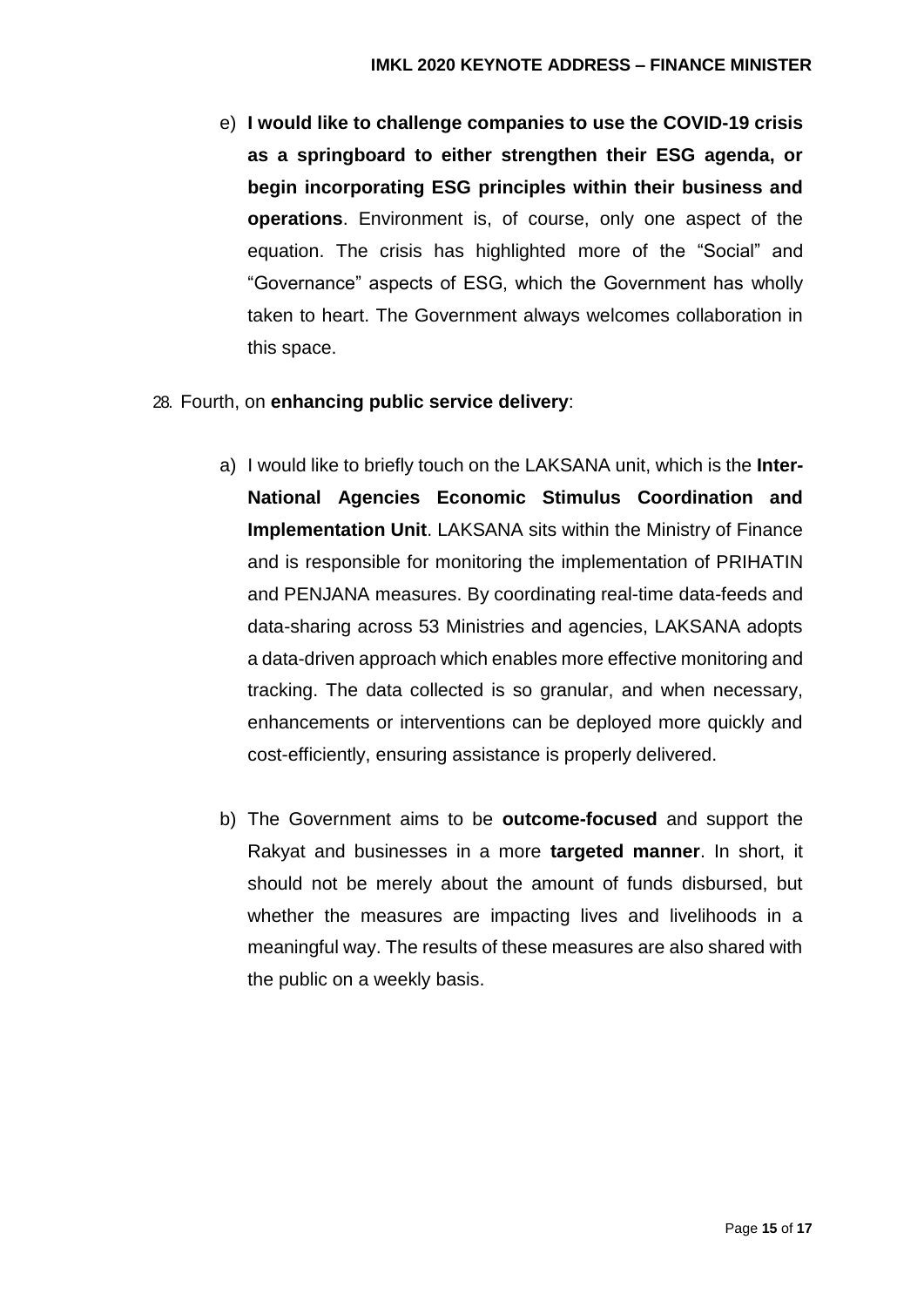e) **I would like to challenge companies to use the COVID-19 crisis as a springboard to either strengthen their ESG agenda, or begin incorporating ESG principles within their business and operations**. Environment is, of course, only one aspect of the equation. The crisis has highlighted more of the "Social" and "Governance" aspects of ESG, which the Government has wholly taken to heart. The Government always welcomes collaboration in this space.

28. Fourth, on **enhancing public service delivery**:

a) I would like to briefly touch on the LAKSANA unit, which is the **Inter-National Agencies Economic Stimulus Coordination and Implementation Unit**. LAKSANA sits within the Ministry of Finance and is responsible for monitoring the implementation of PRIHATIN and PENJANA measures. By coordinating real-time data-feeds and data-sharing across 53 Ministries and agencies, LAKSANA adopts a data-driven approach which enables more effective monitoring and tracking. The data collected is so granular, and when necessary, enhancements or interventions can be deployed more quickly and cost-efficiently, ensuring assistance is properly delivered.

b) The Government aims to be **outcome-focused** and support the Rakyat and businesses in a more **targeted manner**. In short, it should not be merely about the amount of funds disbursed, but whether the measures are impacting lives and livelihoods in a meaningful way. The results of these measures are also shared with the public on a weekly basis.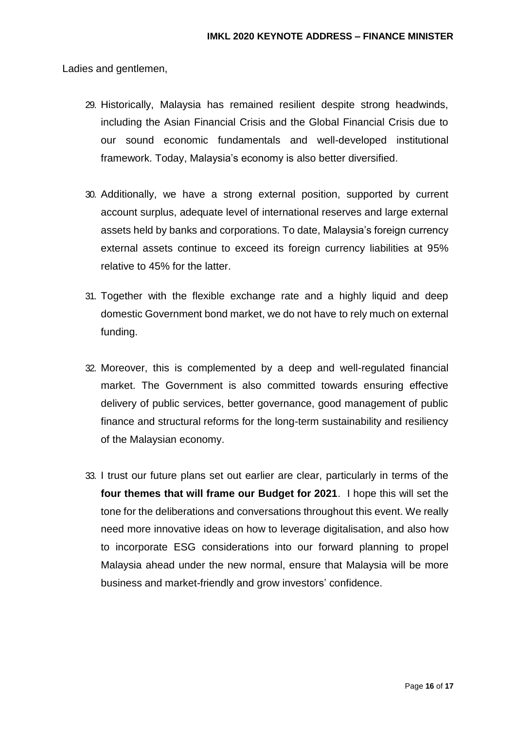Ladies and gentlemen,

29. Historically, Malaysia has remained resilient despite strong headwinds, including the Asian Financial Crisis and the Global Financial Crisis due to our sound economic fundamentals and well-developed institutional framework. Today, Malaysia's economy is also better diversified.

30. Additionally, we have a strong external position, supported by current account surplus, adequate level of international reserves and large external assets held by banks and corporations. To date, Malaysia's foreign currency external assets continue to exceed its foreign currency liabilities at 95% relative to 45% for the latter.

31. Together with the flexible exchange rate and a highly liquid and deep domestic Government bond market, we do not have to rely much on external funding.

32. Moreover, this is complemented by a deep and well-regulated financial market. The Government is also committed towards ensuring effective delivery of public services, better governance, good management of public finance and structural reforms for the long-term sustainability and resiliency of the Malaysian economy.

33. I trust our future plans set out earlier are clear, particularly in terms of the **four themes that will frame our Budget for 2021**. I hope this will set the tone for the deliberations and conversations throughout this event. We really need more innovative ideas on how to leverage digitalisation, and also how to incorporate ESG considerations into our forward planning to propel Malaysia ahead under the new normal, ensure that Malaysia will be more business and market-friendly and grow investors' confidence.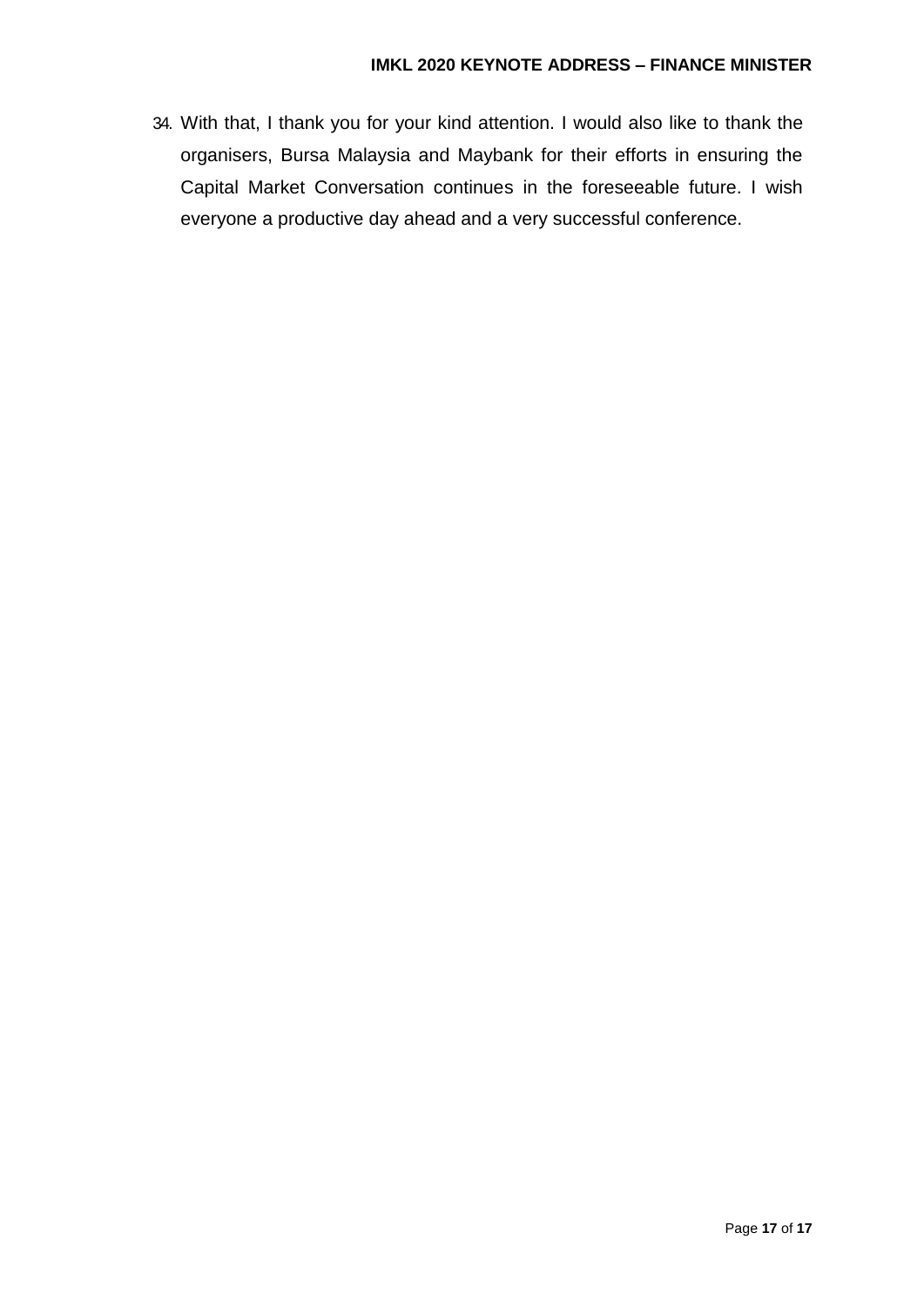34. With that, I thank you for your kind attention. I would also like to thank the organisers, Bursa Malaysia and Maybank for their efforts in ensuring the Capital Market Conversation continues in the foreseeable future. I wish everyone a productive day ahead and a very successful conference.